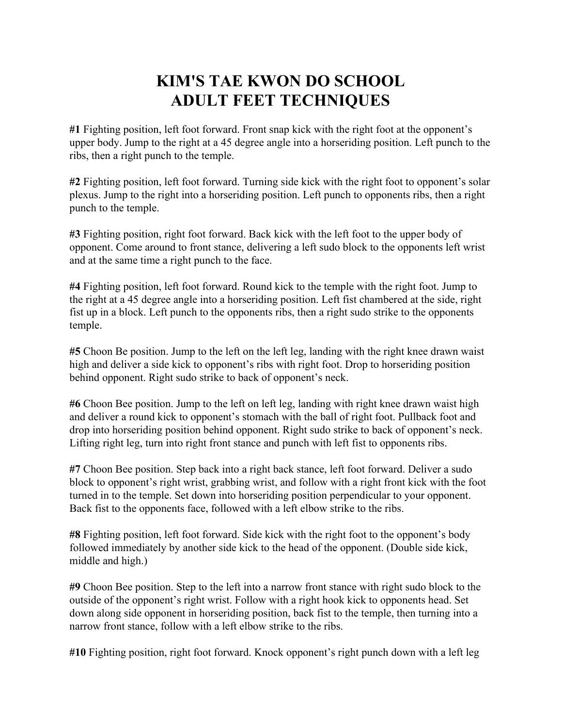# KIM'S TAE KWON DO SCHOOL
# ADULT FEET TECHNIQUES

**#1** Fighting position, left foot forward. Front snap kick with the right foot at the opponent's upper body. Jump to the right at a 45 degree angle into a horseriding position. Left punch to the ribs, then a right punch to the temple.

**#2** Fighting position, left foot forward. Turning side kick with the right foot to opponent's solar plexus. Jump to the right into a horseriding position. Left punch to opponents ribs, then a right punch to the temple.

**#3** Fighting position, right foot forward. Back kick with the left foot to the upper body of opponent. Come around to front stance, delivering a left sudo block to the opponents left wrist and at the same time a right punch to the face.

**#4** Fighting position, left foot forward. Round kick to the temple with the right foot. Jump to the right at a 45 degree angle into a horseriding position. Left fist chambered at the side, right fist up in a block. Left punch to the opponents ribs, then a right sudo strike to the opponents temple.

**#5** Choon Be position. Jump to the left on the left leg, landing with the right knee drawn waist high and deliver a side kick to opponent's ribs with right foot. Drop to horseriding position behind opponent. Right sudo strike to back of opponent's neck.

**#6** Choon Bee position. Jump to the left on left leg, landing with right knee drawn waist high and deliver a round kick to opponent's stomach with the ball of right foot. Pullback foot and drop into horseriding position behind opponent. Right sudo strike to back of opponent's neck. Lifting right leg, turn into right front stance and punch with left fist to opponents ribs.

**#7** Choon Bee position. Step back into a right back stance, left foot forward. Deliver a sudo block to opponent's right wrist, grabbing wrist, and follow with a right front kick with the foot turned in to the temple. Set down into horseriding position perpendicular to your opponent. Back fist to the opponents face, followed with a left elbow strike to the ribs.

**#8** Fighting position, left foot forward. Side kick with the right foot to the opponent's body followed immediately by another side kick to the head of the opponent. (Double side kick, middle and high.)

**#9** Choon Bee position. Step to the left into a narrow front stance with right sudo block to the outside of the opponent's right wrist. Follow with a right hook kick to opponents head. Set down along side opponent in horseriding position, back fist to the temple, then turning into a narrow front stance, follow with a left elbow strike to the ribs.

**#10** Fighting position, right foot forward. Knock opponent's right punch down with a left leg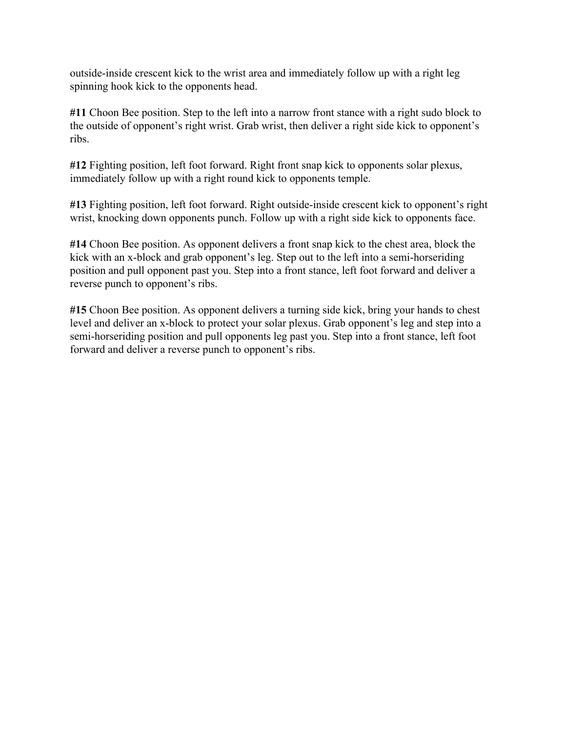outside-inside crescent kick to the wrist area and immediately follow up with a right leg spinning hook kick to the opponents head.

**#11** Choon Bee position. Step to the left into a narrow front stance with a right sudo block to the outside of opponent's right wrist. Grab wrist, then deliver a right side kick to opponent's ribs.

**#12** Fighting position, left foot forward. Right front snap kick to opponents solar plexus, immediately follow up with a right round kick to opponents temple.

**#13** Fighting position, left foot forward. Right outside-inside crescent kick to opponent's right wrist, knocking down opponents punch. Follow up with a right side kick to opponents face.

**#14** Choon Bee position. As opponent delivers a front snap kick to the chest area, block the kick with an x-block and grab opponent's leg. Step out to the left into a semi-horseriding position and pull opponent past you. Step into a front stance, left foot forward and deliver a reverse punch to opponent's ribs.

**#15** Choon Bee position. As opponent delivers a turning side kick, bring your hands to chest level and deliver an x-block to protect your solar plexus. Grab opponent's leg and step into a semi-horseriding position and pull opponents leg past you. Step into a front stance, left foot forward and deliver a reverse punch to opponent's ribs.